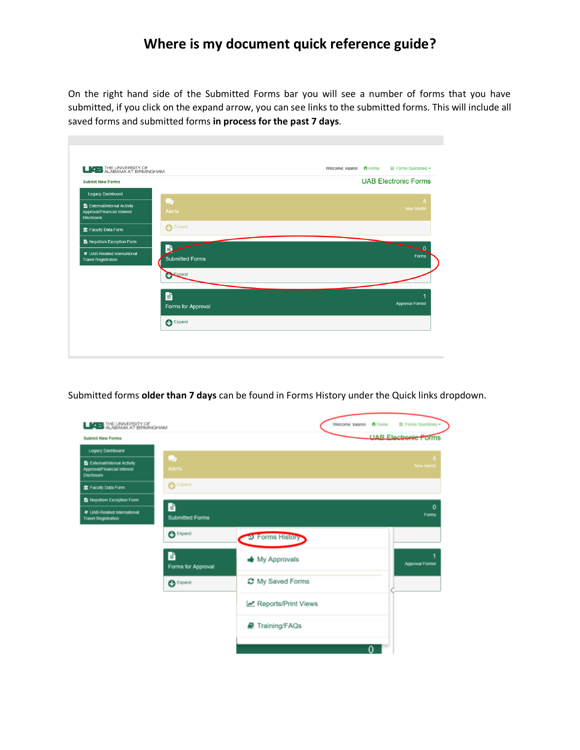# Where is my document quick reference guide?

On the right hand side of the Submitted Forms bar you will see a number of forms that you have submitted, if you click on the expand arrow, you can see links to the submitted forms. This will include all saved forms and submitted forms **in process for the past 7 days**.

Submitted forms **older than 7 days** can be found in Forms History under the Quick links dropdown.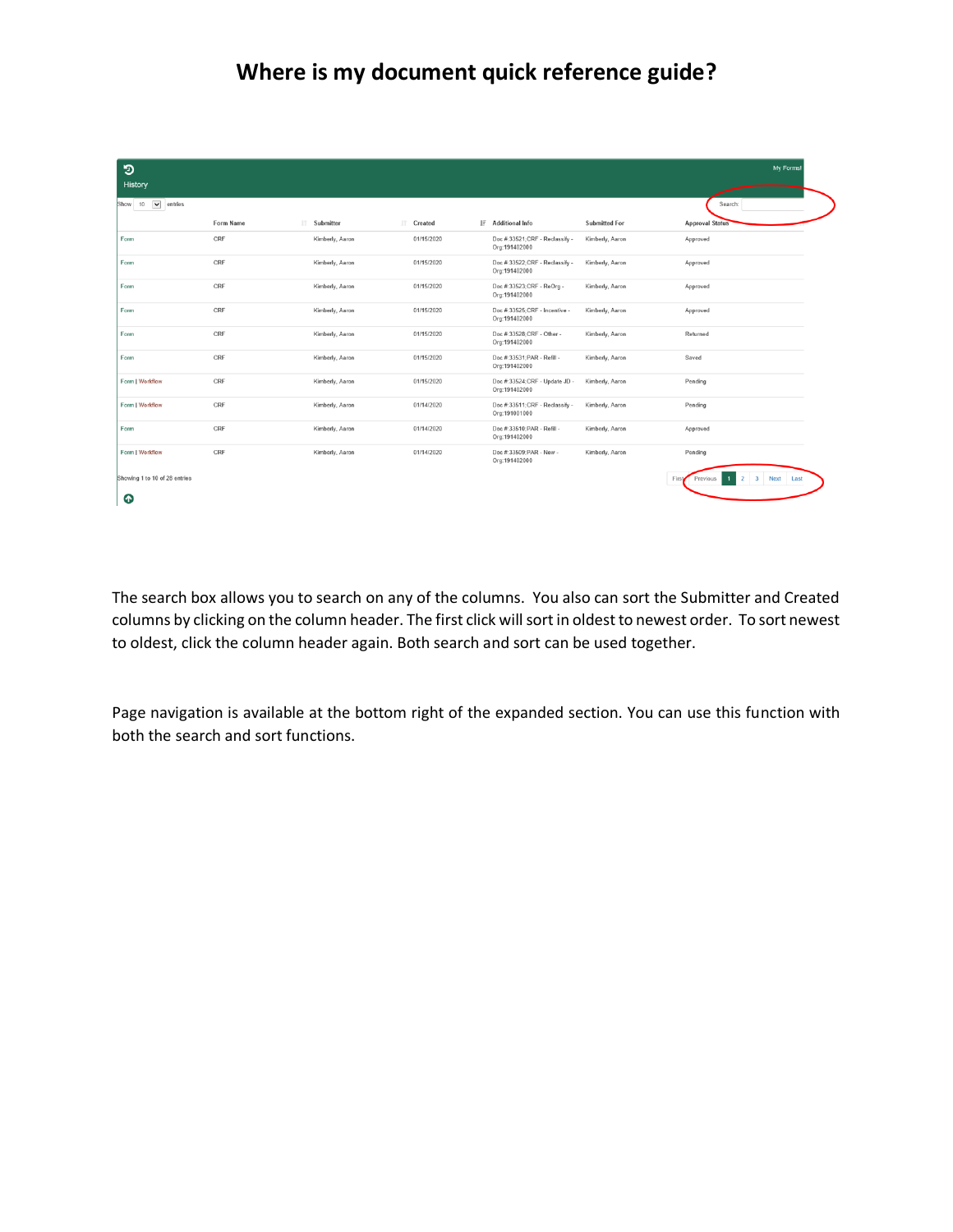# Where is my document quick reference guide?

History

My Forms

Show 10 entries

Search:

| | Form Name | Submitter | Created | Additional Info | Submitted For | Approval Status |
|---|---|---|---|---|---|---|
| Form | CRF | Kimberly, Aaron | 01/15/2020 | Doc #:33521;CRF - Reclassify - Org:191402000 | Kimberly, Aaron | Approved |
| Form | CRF | Kimberly, Aaron | 01/15/2020 | Doc #:33522;CRF - Reclassify - Org:191402000 | Kimberly, Aaron | Approved |
| Form | CRF | Kimberly, Aaron | 01/15/2020 | Doc #:33523;CRF - ReOrg - Org:191402000 | Kimberly, Aaron | Approved |
| Form | CRF | Kimberly, Aaron | 01/15/2020 | Doc #:33525;CRF - Incentive - Org:191402000 | Kimberly, Aaron | Approved |
| Form | CRF | Kimberly, Aaron | 01/15/2020 | Doc #:33528;CRF - Other - Org:191402000 | Kimberly, Aaron | Returned |
| Form | CRF | Kimberly, Aaron | 01/15/2020 | Doc #:33531;PAR - Refill - Org:191402000 | Kimberly, Aaron | Saved |
| Form \| Workflow | CRF | Kimberly, Aaron | 01/15/2020 | Doc #:33524;CRF - Update JD - Org:191402000 | Kimberly, Aaron | Pending |
| Form \| Workflow | CRF | Kimberly, Aaron | 01/14/2020 | Doc #:33511;CRF - Reclassify - Org:191001000 | Kimberly, Aaron | Pending |
| Form | CRF | Kimberly, Aaron | 01/14/2020 | Doc #:33510;PAR - Refill - Org:191402000 | Kimberly, Aaron | Approved |
| Form \| Workflow | CRF | Kimberly, Aaron | 01/14/2020 | Doc #:33509;PAR - New - Org:191402000 | Kimberly, Aaron | Pending |

Showing 1 to 10 of 28 entries

First Previous 1 2 3 Next Last

The search box allows you to search on any of the columns. You also can sort the Submitter and Created columns by clicking on the column header. The first click will sort in oldest to newest order. To sort newest to oldest, click the column header again. Both search and sort can be used together.

Page navigation is available at the bottom right of the expanded section. You can use this function with both the search and sort functions.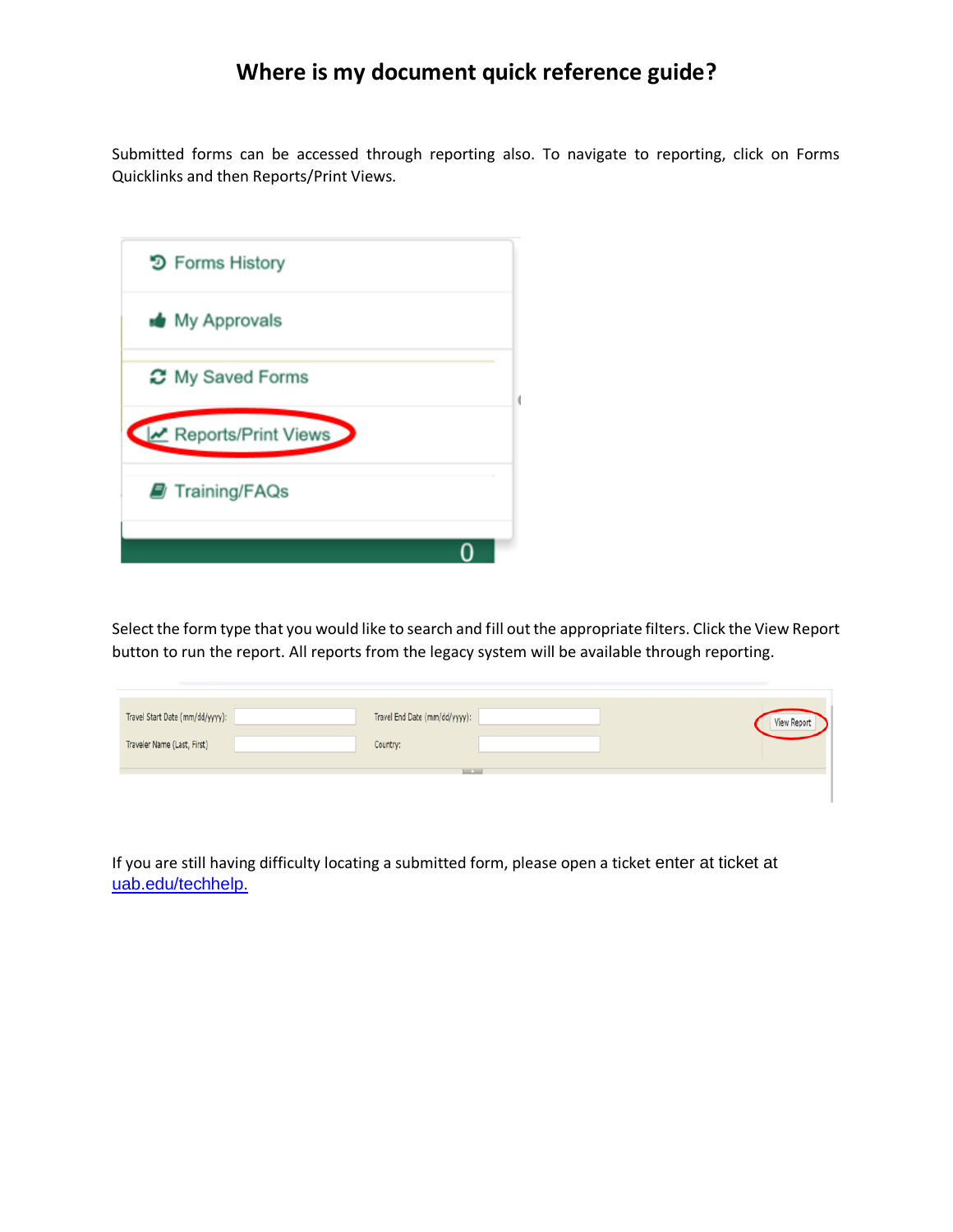# Where is my document quick reference guide?

Submitted forms can be accessed through reporting also. To navigate to reporting, click on Forms Quicklinks and then Reports/Print Views.

Select the form type that you would like to search and fill out the appropriate filters. Click the View Report button to run the report. All reports from the legacy system will be available through reporting.

If you are still having difficulty locating a submitted form, please open a ticket enter at ticket at [uab.edu/techhelp.](uab.edu/techhelp)